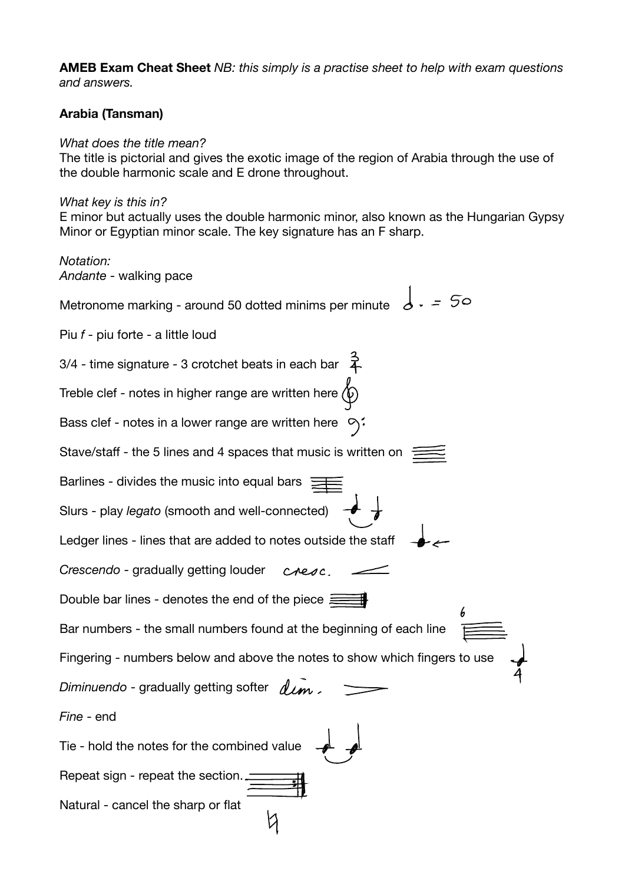**AMEB Exam Cheat Sheet** *NB: this simply is a practise sheet to help with exam questions and answers.*

**Arabia (Tansman)**

*What does the title mean?*
The title is pictorial and gives the exotic image of the region of Arabia through the use of the double harmonic scale and E drone throughout.

*What key is this in?*
E minor but actually uses the double harmonic minor, also known as the Hungarian Gypsy Minor or Egyptian minor scale. The key signature has an F sharp.

*Notation:*
*Andante* - walking pace

Metronome marking - around 50 dotted minims per minute

Piu *f* - piu forte - a little loud

3/4 - time signature - 3 crotchet beats in each bar

Treble clef - notes in higher range are written here

Bass clef - notes in a lower range are written here

Stave/staff - the 5 lines and 4 spaces that music is written on

Barlines - divides the music into equal bars

Slurs - play *legato* (smooth and well-connected)

Ledger lines - lines that are added to notes outside the staff

*Crescendo* - gradually getting louder cresc.

Double bar lines - denotes the end of the piece

Bar numbers - the small numbers found at the beginning of each line

Fingering - numbers below and above the notes to show which fingers to use

*Diminuendo* - gradually getting softer dim.

*Fine* - end

Tie - hold the notes for the combined value

Repeat sign - repeat the section.

Natural - cancel the sharp or flat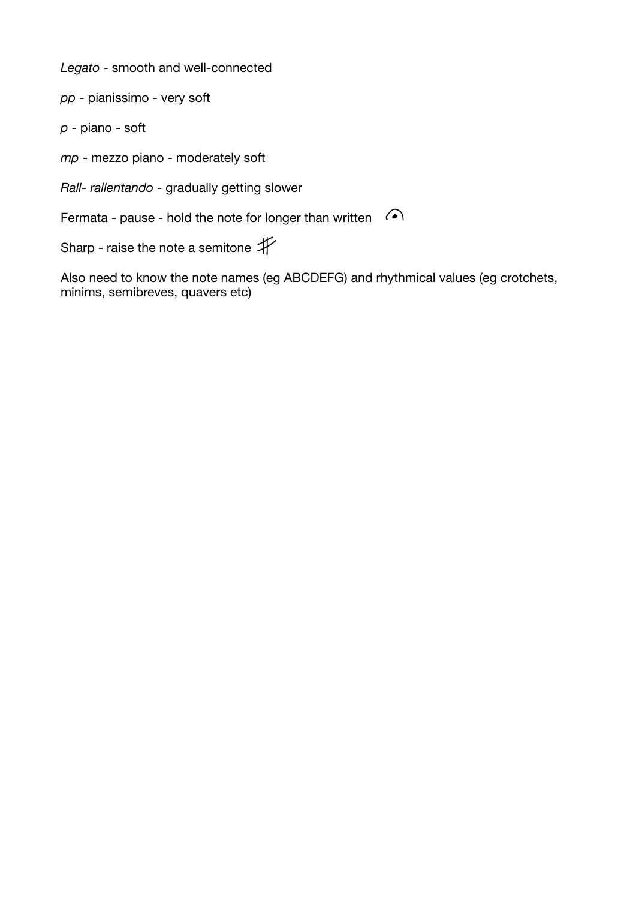*Legato* - smooth and well-connected

*pp* - pianissimo - very soft

*p* - piano - soft

*mp* - mezzo piano - moderately soft

*Rall- rallentando* - gradually getting slower

Fermata - pause - hold the note for longer than written

Sharp - raise the note a semitone

Also need to know the note names (eg ABCDEFG) and rhythmical values (eg crotchets, minims, semibreves, quavers etc)